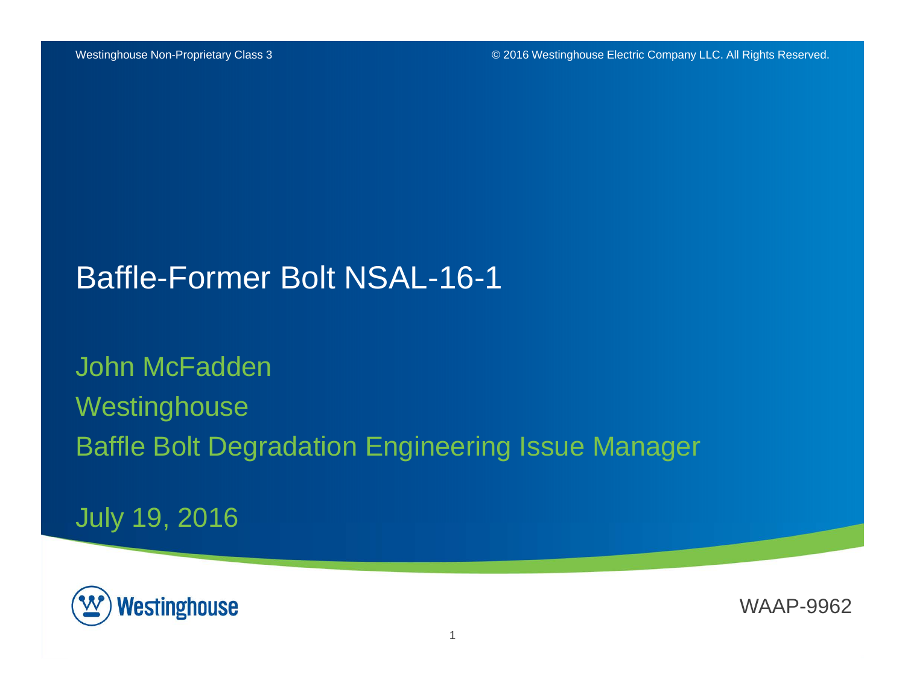Westinghouse Non-Proprietary Class 3

© 2016 Westinghouse Electric Company LLC. All Rights Reserved.

# Baffle-Former Bolt NSAL-16-1

John McFadden

Westinghouse

Baffle Bolt Degradation Engineering Issue Manager

July 19, 2016

Westinghouse

WAAP-9962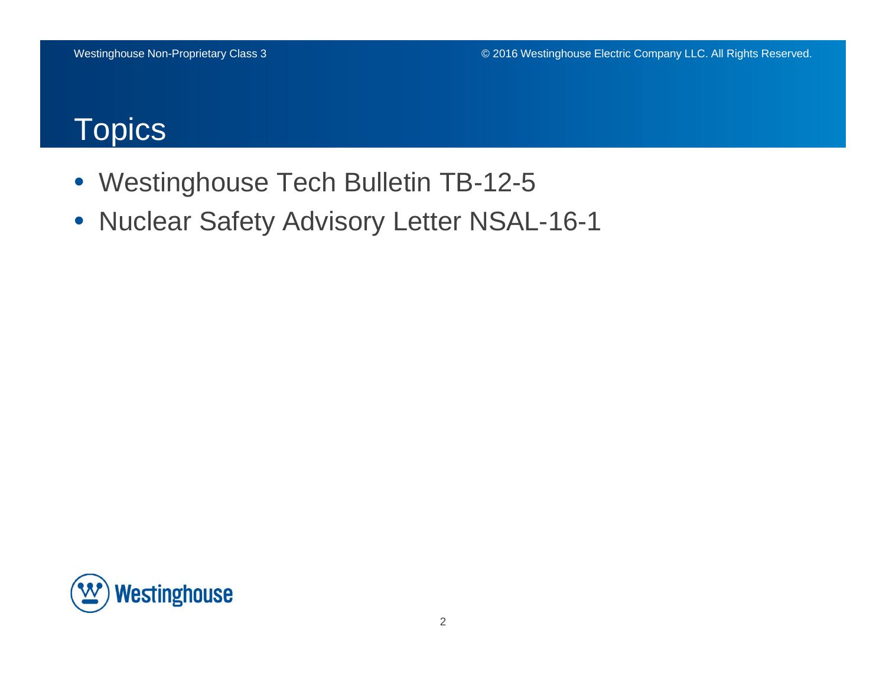# Topics

- Westinghouse Tech Bulletin TB-12-5
- Nuclear Safety Advisory Letter NSAL-16-1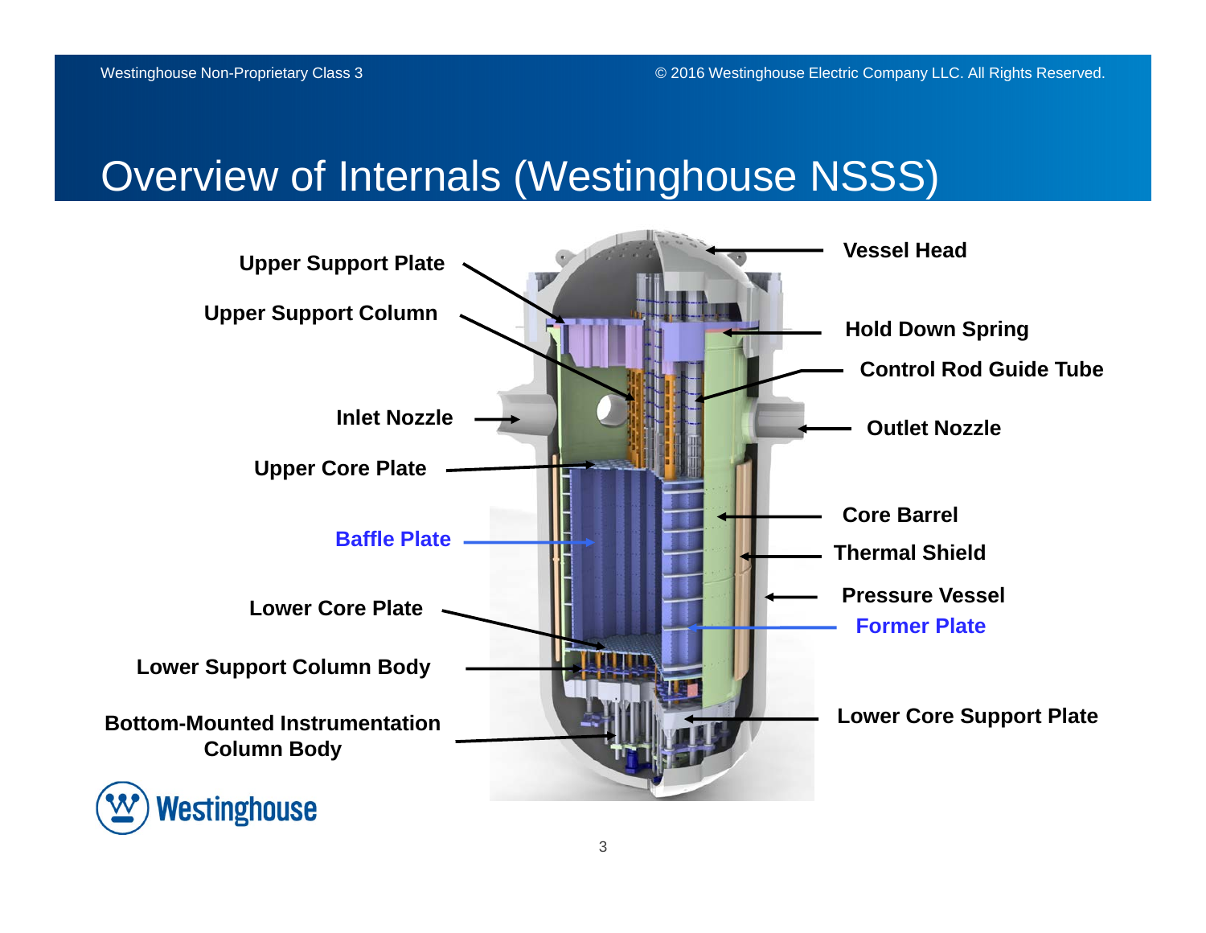# Overview of Internals (Westinghouse NSSS)

Upper Support Plate

Upper Support Column

Inlet Nozzle

Upper Core Plate

Baffle Plate

Lower Core Plate

Lower Support Column Body

Bottom-Mounted Instrumentation Column Body

Vessel Head

Hold Down Spring

Control Rod Guide Tube

Outlet Nozzle

Core Barrel

Thermal Shield

Pressure Vessel

Former Plate

Lower Core Support Plate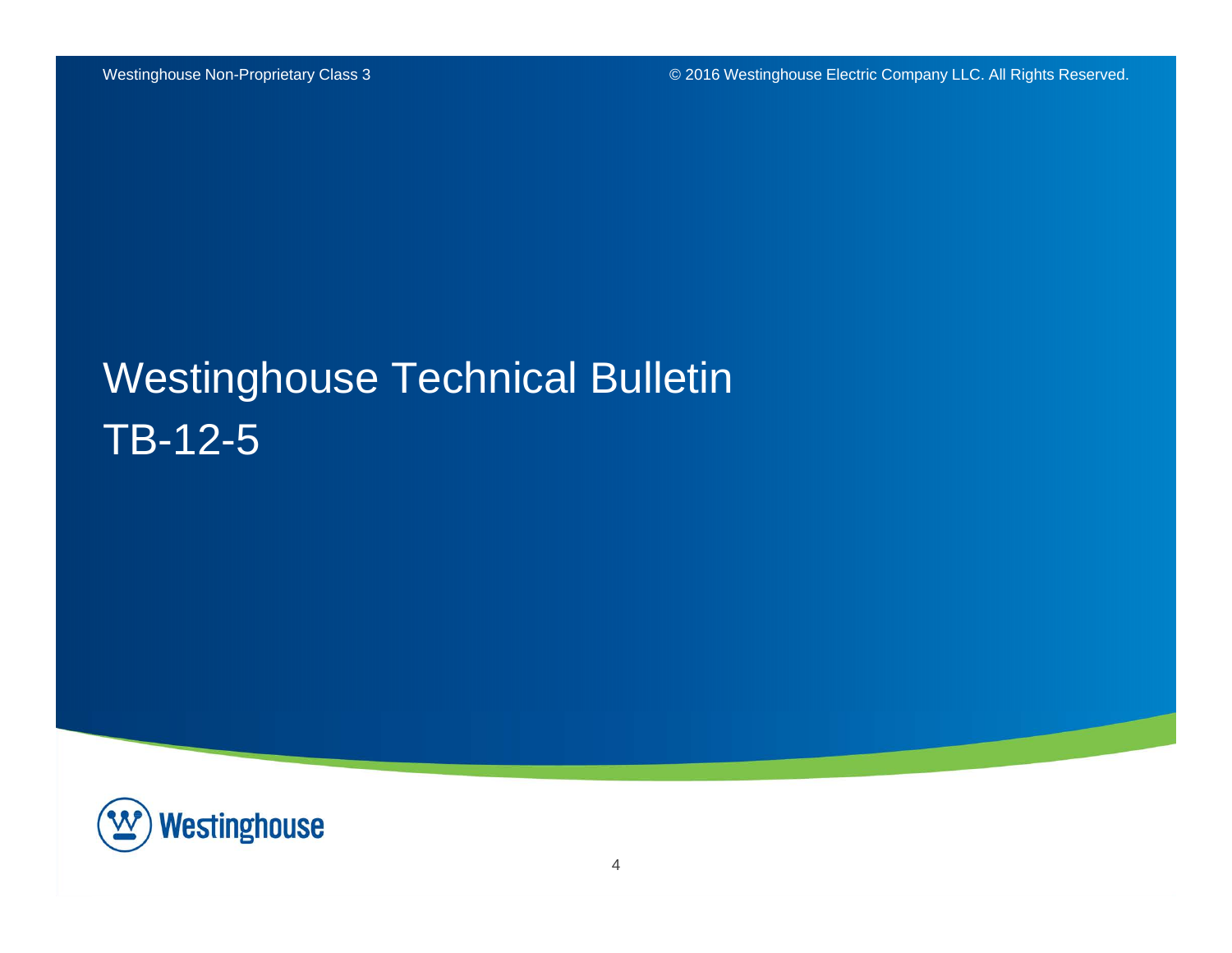# Westinghouse Technical Bulletin

# TB-12-5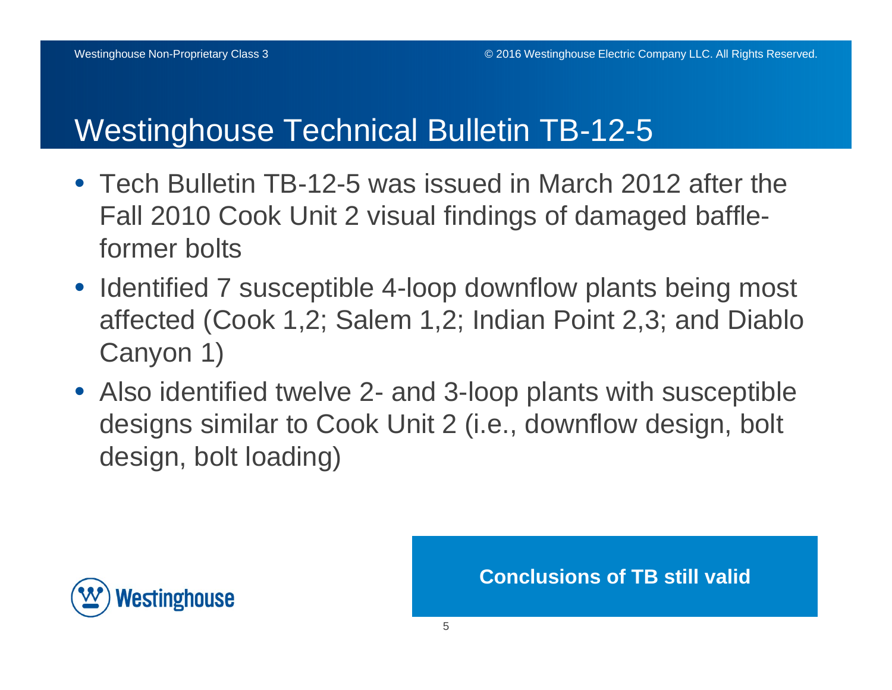# Westinghouse Technical Bulletin TB-12-5

- Tech Bulletin TB-12-5 was issued in March 2012 after the Fall 2010 Cook Unit 2 visual findings of damaged baffle-former bolts
- Identified 7 susceptible 4-loop downflow plants being most affected (Cook 1,2; Salem 1,2; Indian Point 2,3; and Diablo Canyon 1)
- Also identified twelve 2- and 3-loop plants with susceptible designs similar to Cook Unit 2 (i.e., downflow design, bolt design, bolt loading)

**Conclusions of TB still valid**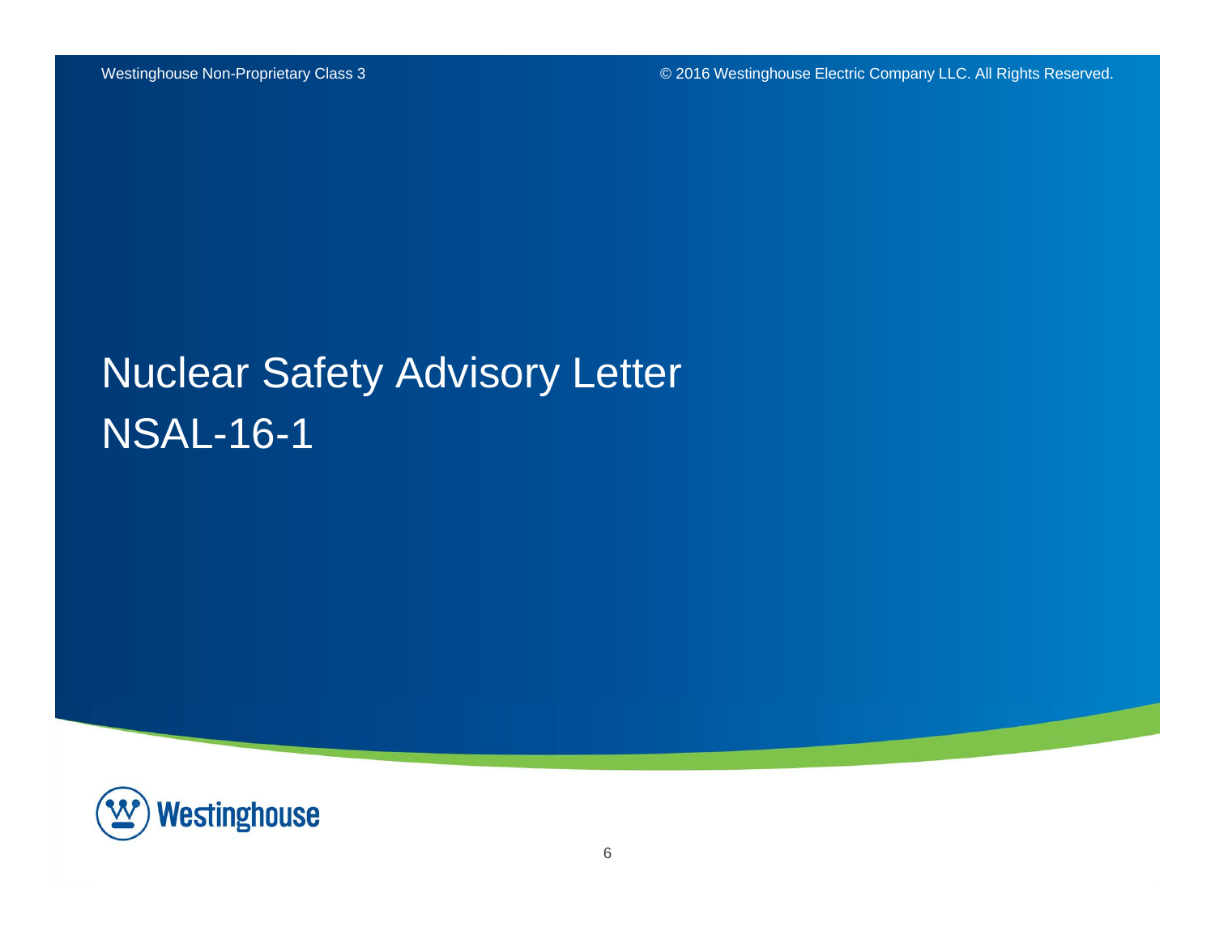# Nuclear Safety Advisory Letter NSAL-16-1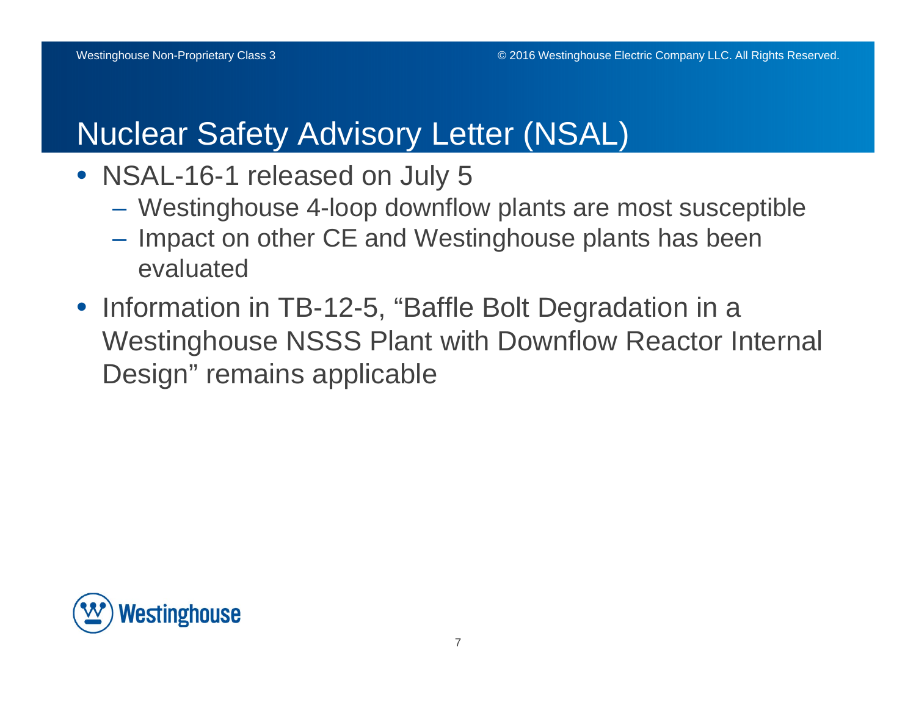# Nuclear Safety Advisory Letter (NSAL)

- NSAL-16-1 released on July 5
  - Westinghouse 4-loop downflow plants are most susceptible
  - Impact on other CE and Westinghouse plants has been evaluated
- Information in TB-12-5, “Baffle Bolt Degradation in a Westinghouse NSSS Plant with Downflow Reactor Internal Design” remains applicable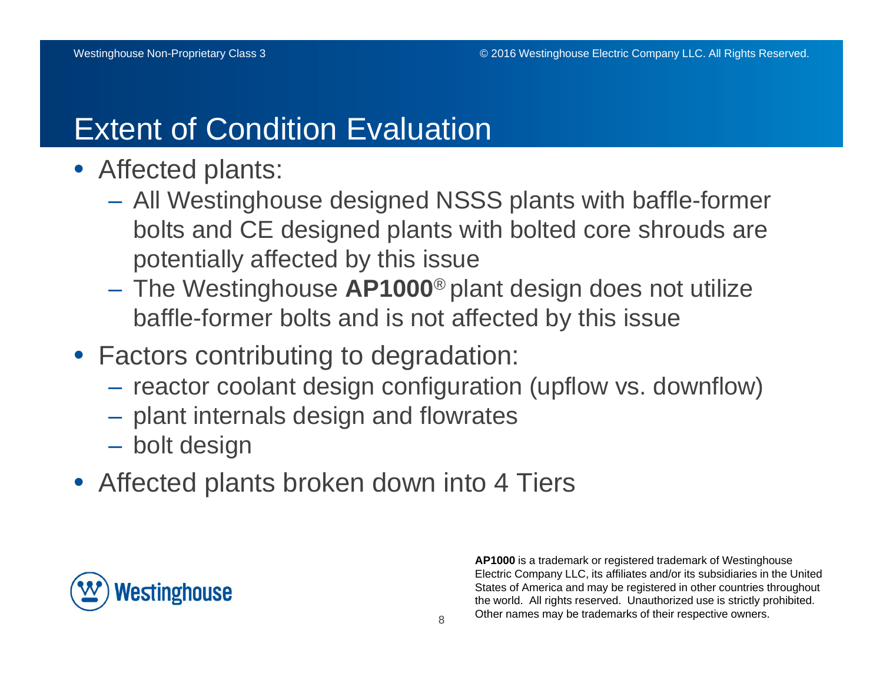# Extent of Condition Evaluation

- Affected plants:
  - All Westinghouse designed NSSS plants with baffle-former bolts and CE designed plants with bolted core shrouds are potentially affected by this issue
  - The Westinghouse **AP1000**® plant design does not utilize baffle-former bolts and is not affected by this issue
- Factors contributing to degradation:
  - reactor coolant design configuration (upflow vs. downflow)
  - plant internals design and flowrates
  - bolt design
- Affected plants broken down into 4 Tiers

**AP1000** is a trademark or registered trademark of Westinghouse Electric Company LLC, its affiliates and/or its subsidiaries in the United States of America and may be registered in other countries throughout the world. All rights reserved. Unauthorized use is strictly prohibited. Other names may be trademarks of their respective owners.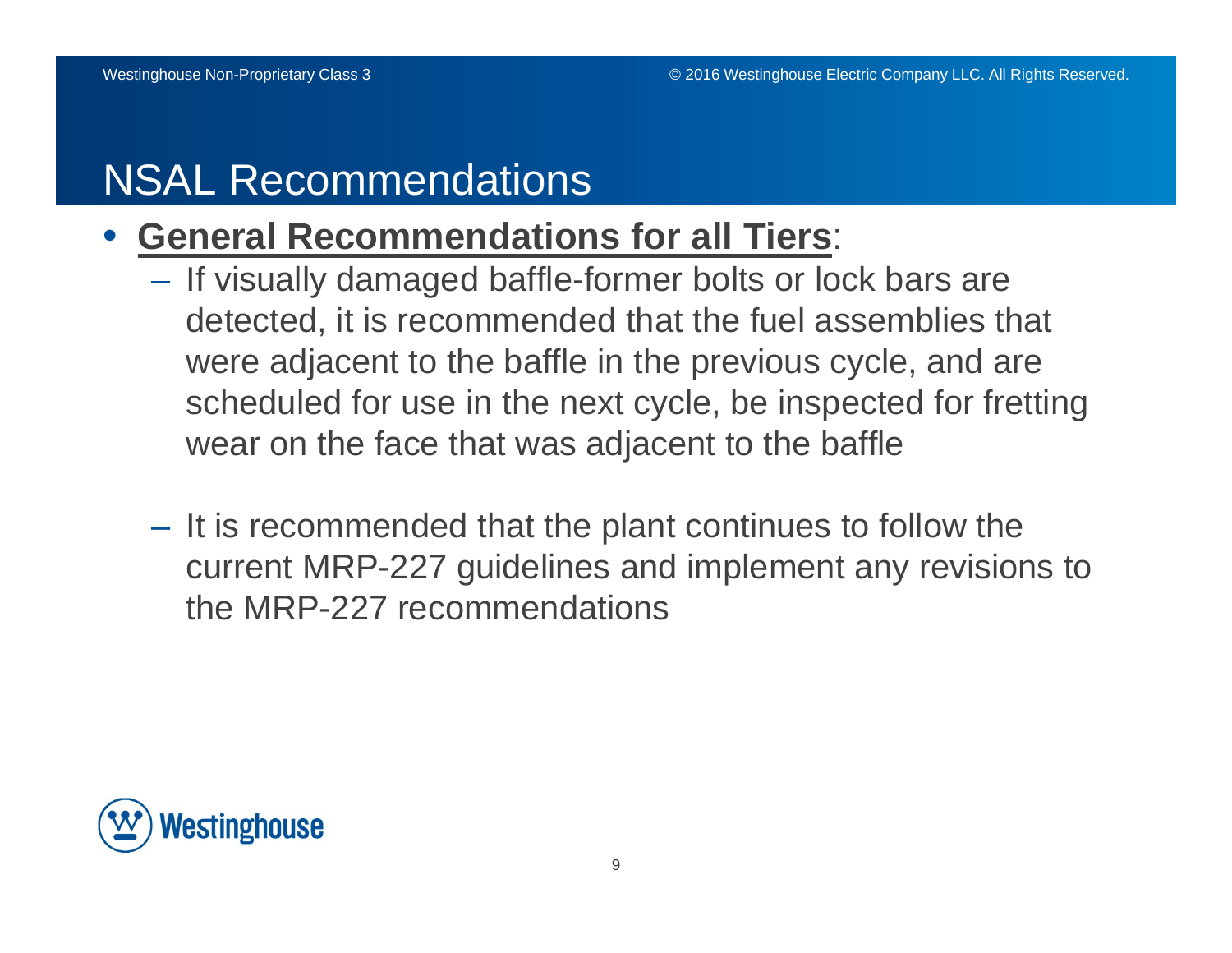# NSAL Recommendations

- **General Recommendations for all Tiers**:
  - If visually damaged baffle-former bolts or lock bars are detected, it is recommended that the fuel assemblies that were adjacent to the baffle in the previous cycle, and are scheduled for use in the next cycle, be inspected for fretting wear on the face that was adjacent to the baffle
  - It is recommended that the plant continues to follow the current MRP-227 guidelines and implement any revisions to the MRP-227 recommendations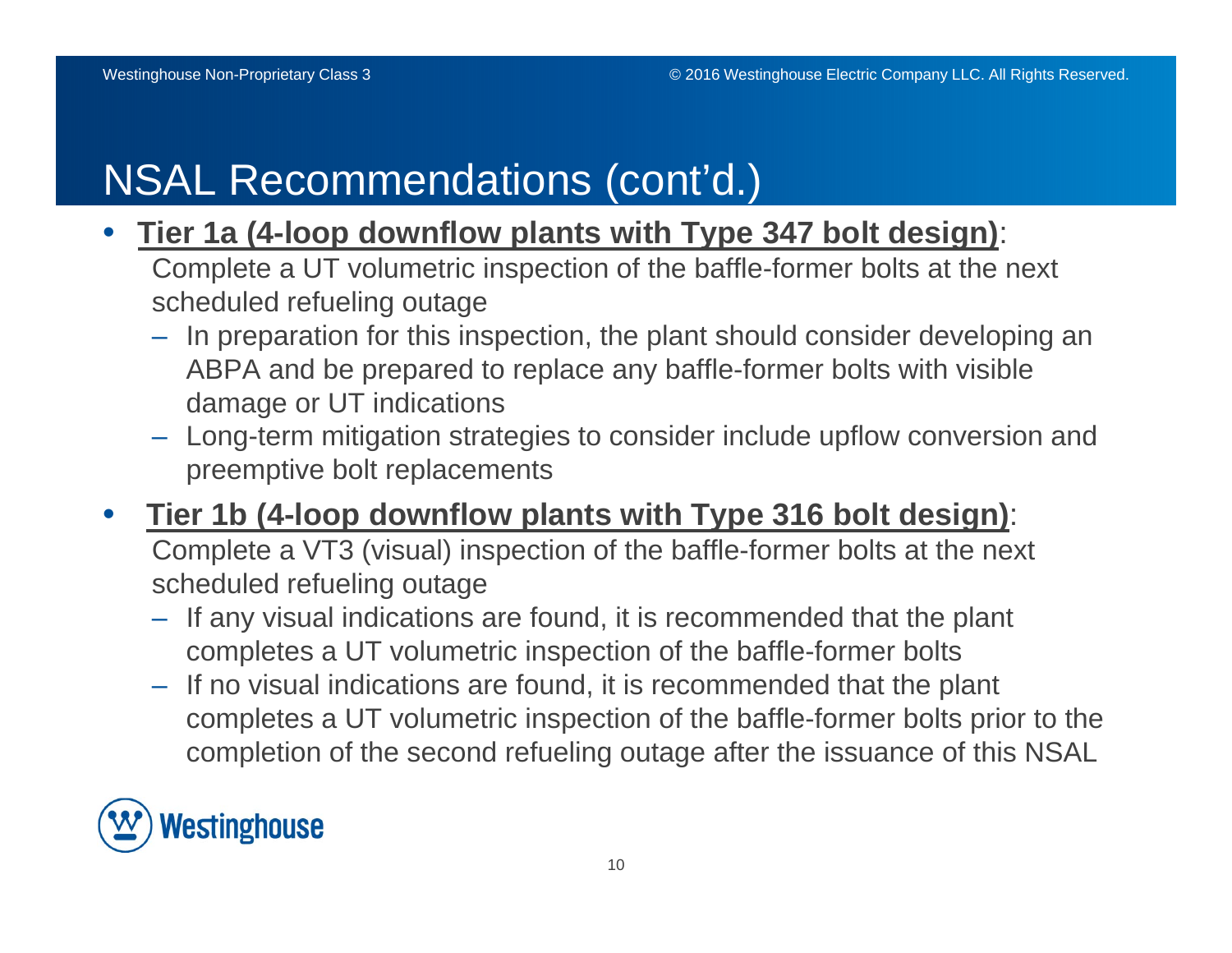# NSAL Recommendations (cont'd.)

- **Tier 1a (4-loop downflow plants with Type 347 bolt design)**: Complete a UT volumetric inspection of the baffle-former bolts at the next scheduled refueling outage
  - In preparation for this inspection, the plant should consider developing an ABPA and be prepared to replace any baffle-former bolts with visible damage or UT indications
  - Long-term mitigation strategies to consider include upflow conversion and preemptive bolt replacements
- **Tier 1b (4-loop downflow plants with Type 316 bolt design)**: Complete a VT3 (visual) inspection of the baffle-former bolts at the next scheduled refueling outage
  - If any visual indications are found, it is recommended that the plant completes a UT volumetric inspection of the baffle-former bolts
  - If no visual indications are found, it is recommended that the plant completes a UT volumetric inspection of the baffle-former bolts prior to the completion of the second refueling outage after the issuance of this NSAL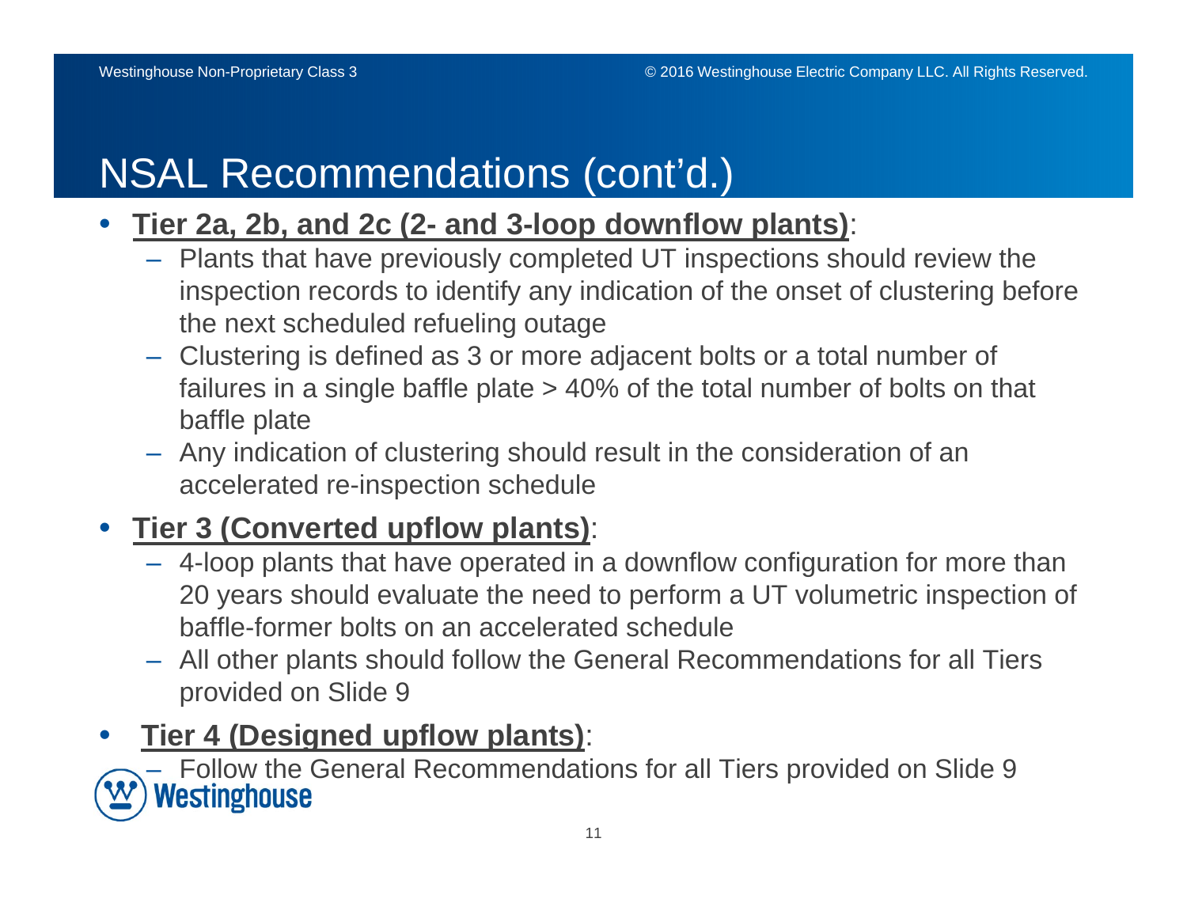# NSAL Recommendations (cont'd.)

- **Tier 2a, 2b, and 2c (2- and 3-loop downflow plants)**:
  - Plants that have previously completed UT inspections should review the inspection records to identify any indication of the onset of clustering before the next scheduled refueling outage
  - Clustering is defined as 3 or more adjacent bolts or a total number of failures in a single baffle plate > 40% of the total number of bolts on that baffle plate
  - Any indication of clustering should result in the consideration of an accelerated re-inspection schedule
- **Tier 3 (Converted upflow plants)**:
  - 4-loop plants that have operated in a downflow configuration for more than 20 years should evaluate the need to perform a UT volumetric inspection of baffle-former bolts on an accelerated schedule
  - All other plants should follow the General Recommendations for all Tiers provided on Slide 9
- **Tier 4 (Designed upflow plants)**:
  - Follow the General Recommendations for all Tiers provided on Slide 9